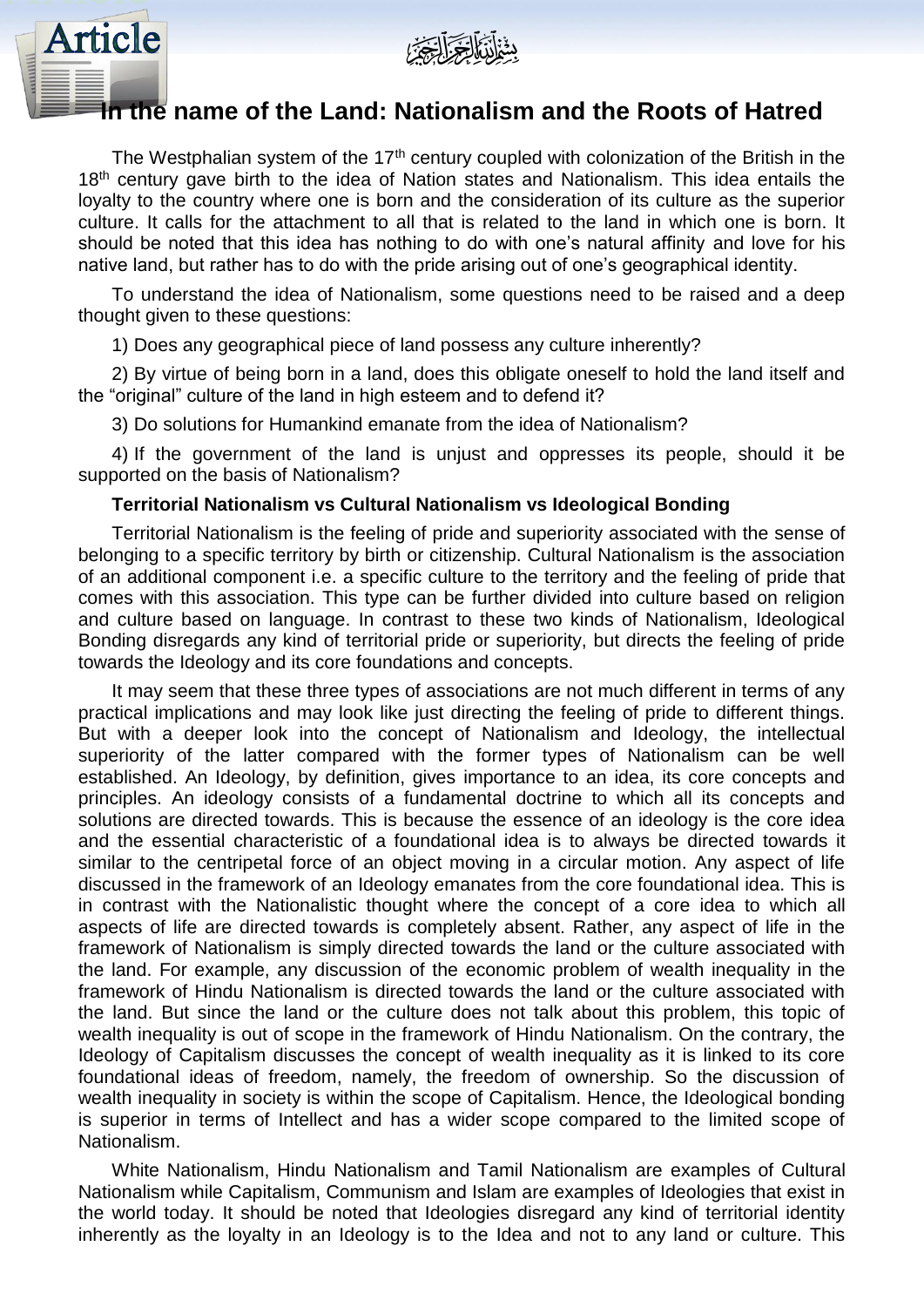بِسْمِ اللَّهِ الرَّحْمَٰنِ الرَّحِيمِ

# In the name of the Land: Nationalism and the Roots of Hatred

The Westphalian system of the 17th century coupled with colonization of the British in the 18th century gave birth to the idea of Nation states and Nationalism. This idea entails the loyalty to the country where one is born and the consideration of its culture as the superior culture. It calls for the attachment to all that is related to the land in which one is born. It should be noted that this idea has nothing to do with one's natural affinity and love for his native land, but rather has to do with the pride arising out of one's geographical identity.

To understand the idea of Nationalism, some questions need to be raised and a deep thought given to these questions:

1) Does any geographical piece of land possess any culture inherently?

2) By virtue of being born in a land, does this obligate oneself to hold the land itself and the "original" culture of the land in high esteem and to defend it?

3) Do solutions for Humankind emanate from the idea of Nationalism?

4) If the government of the land is unjust and oppresses its people, should it be supported on the basis of Nationalism?

**Territorial Nationalism vs Cultural Nationalism vs Ideological Bonding**

Territorial Nationalism is the feeling of pride and superiority associated with the sense of belonging to a specific territory by birth or citizenship. Cultural Nationalism is the association of an additional component i.e. a specific culture to the territory and the feeling of pride that comes with this association. This type can be further divided into culture based on religion and culture based on language. In contrast to these two kinds of Nationalism, Ideological Bonding disregards any kind of territorial pride or superiority, but directs the feeling of pride towards the Ideology and its core foundations and concepts.

It may seem that these three types of associations are not much different in terms of any practical implications and may look like just directing the feeling of pride to different things. But with a deeper look into the concept of Nationalism and Ideology, the intellectual superiority of the latter compared with the former types of Nationalism can be well established. An Ideology, by definition, gives importance to an idea, its core concepts and principles. An ideology consists of a fundamental doctrine to which all its concepts and solutions are directed towards. This is because the essence of an ideology is the core idea and the essential characteristic of a foundational idea is to always be directed towards it similar to the centripetal force of an object moving in a circular motion. Any aspect of life discussed in the framework of an Ideology emanates from the core foundational idea. This is in contrast with the Nationalistic thought where the concept of a core idea to which all aspects of life are directed towards is completely absent. Rather, any aspect of life in the framework of Nationalism is simply directed towards the land or the culture associated with the land. For example, any discussion of the economic problem of wealth inequality in the framework of Hindu Nationalism is directed towards the land or the culture associated with the land. But since the land or the culture does not talk about this problem, this topic of wealth inequality is out of scope in the framework of Hindu Nationalism. On the contrary, the Ideology of Capitalism discusses the concept of wealth inequality as it is linked to its core foundational ideas of freedom, namely, the freedom of ownership. So the discussion of wealth inequality in society is within the scope of Capitalism. Hence, the Ideological bonding is superior in terms of Intellect and has a wider scope compared to the limited scope of Nationalism.

White Nationalism, Hindu Nationalism and Tamil Nationalism are examples of Cultural Nationalism while Capitalism, Communism and Islam are examples of Ideologies that exist in the world today. It should be noted that Ideologies disregard any kind of territorial identity inherently as the loyalty in an Ideology is to the Idea and not to any land or culture. This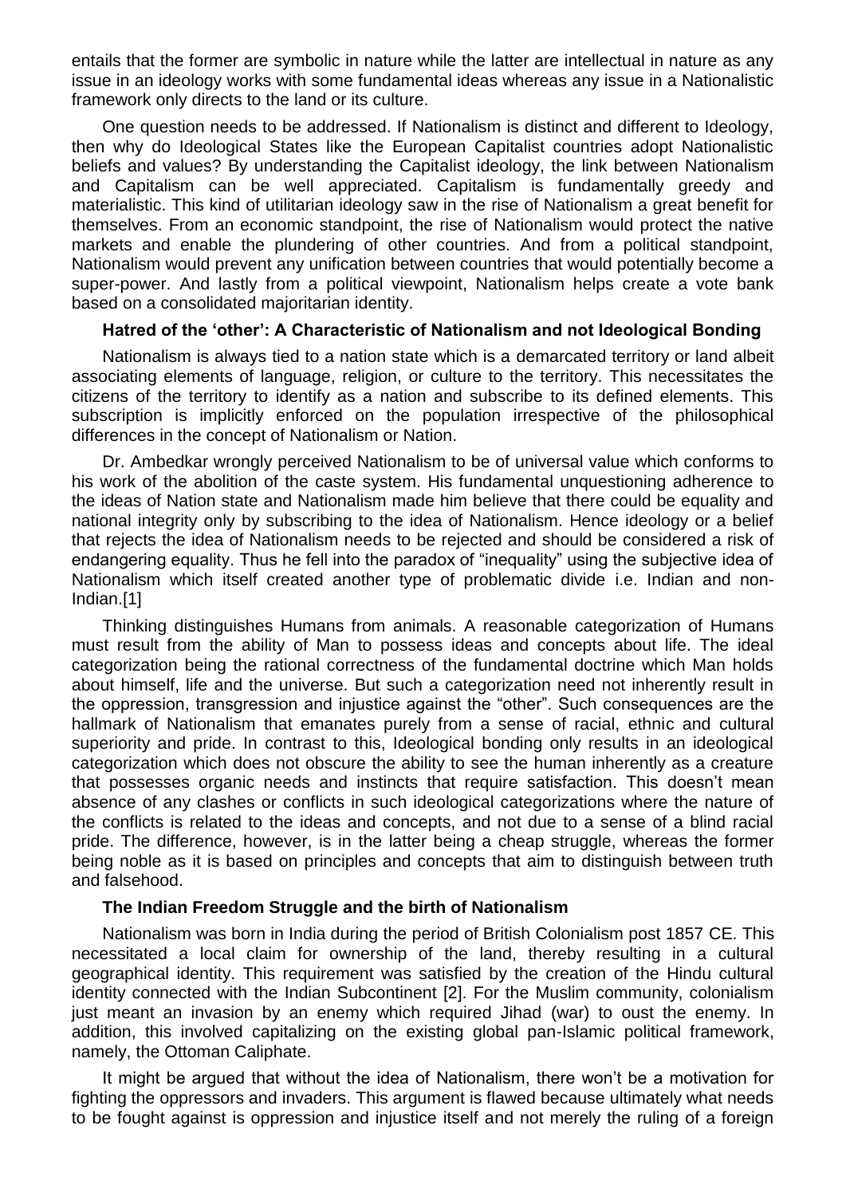entails that the former are symbolic in nature while the latter are intellectual in nature as any issue in an ideology works with some fundamental ideas whereas any issue in a Nationalistic framework only directs to the land or its culture.

One question needs to be addressed. If Nationalism is distinct and different to Ideology, then why do Ideological States like the European Capitalist countries adopt Nationalistic beliefs and values? By understanding the Capitalist ideology, the link between Nationalism and Capitalism can be well appreciated. Capitalism is fundamentally greedy and materialistic. This kind of utilitarian ideology saw in the rise of Nationalism a great benefit for themselves. From an economic standpoint, the rise of Nationalism would protect the native markets and enable the plundering of other countries. And from a political standpoint, Nationalism would prevent any unification between countries that would potentially become a super-power. And lastly from a political viewpoint, Nationalism helps create a vote bank based on a consolidated majoritarian identity.

### Hatred of the 'other': A Characteristic of Nationalism and not Ideological Bonding

Nationalism is always tied to a nation state which is a demarcated territory or land albeit associating elements of language, religion, or culture to the territory. This necessitates the citizens of the territory to identify as a nation and subscribe to its defined elements. This subscription is implicitly enforced on the population irrespective of the philosophical differences in the concept of Nationalism or Nation.

Dr. Ambedkar wrongly perceived Nationalism to be of universal value which conforms to his work of the abolition of the caste system. His fundamental unquestioning adherence to the ideas of Nation state and Nationalism made him believe that there could be equality and national integrity only by subscribing to the idea of Nationalism. Hence ideology or a belief that rejects the idea of Nationalism needs to be rejected and should be considered a risk of endangering equality. Thus he fell into the paradox of "inequality" using the subjective idea of Nationalism which itself created another type of problematic divide i.e. Indian and non-Indian.[1]

Thinking distinguishes Humans from animals. A reasonable categorization of Humans must result from the ability of Man to possess ideas and concepts about life. The ideal categorization being the rational correctness of the fundamental doctrine which Man holds about himself, life and the universe. But such a categorization need not inherently result in the oppression, transgression and injustice against the "other". Such consequences are the hallmark of Nationalism that emanates purely from a sense of racial, ethnic and cultural superiority and pride. In contrast to this, Ideological bonding only results in an ideological categorization which does not obscure the ability to see the human inherently as a creature that possesses organic needs and instincts that require satisfaction. This doesn't mean absence of any clashes or conflicts in such ideological categorizations where the nature of the conflicts is related to the ideas and concepts, and not due to a sense of a blind racial pride. The difference, however, is in the latter being a cheap struggle, whereas the former being noble as it is based on principles and concepts that aim to distinguish between truth and falsehood.

### The Indian Freedom Struggle and the birth of Nationalism

Nationalism was born in India during the period of British Colonialism post 1857 CE. This necessitated a local claim for ownership of the land, thereby resulting in a cultural geographical identity. This requirement was satisfied by the creation of the Hindu cultural identity connected with the Indian Subcontinent [2]. For the Muslim community, colonialism just meant an invasion by an enemy which required Jihad (war) to oust the enemy. In addition, this involved capitalizing on the existing global pan-Islamic political framework, namely, the Ottoman Caliphate.

It might be argued that without the idea of Nationalism, there won't be a motivation for fighting the oppressors and invaders. This argument is flawed because ultimately what needs to be fought against is oppression and injustice itself and not merely the ruling of a foreign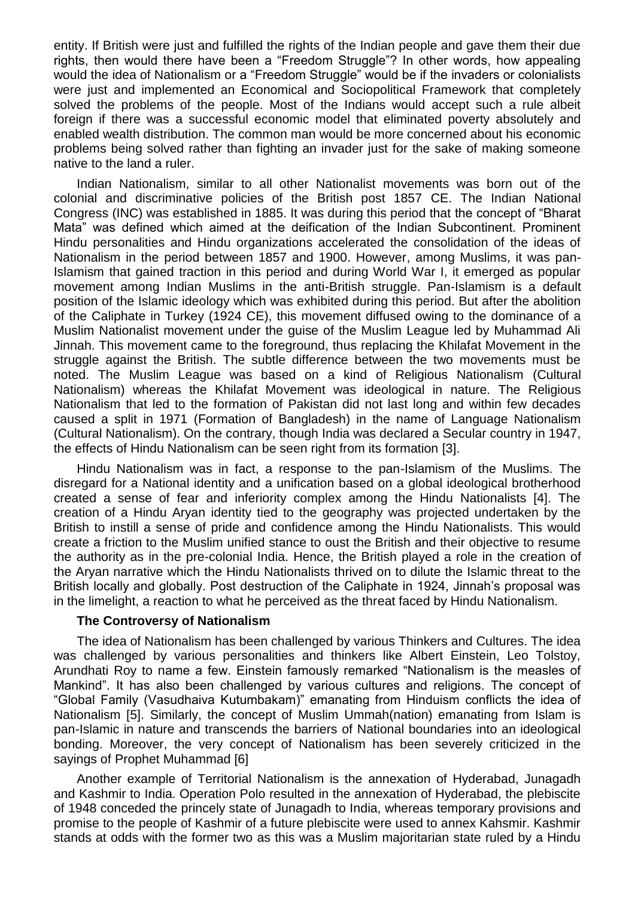entity. If British were just and fulfilled the rights of the Indian people and gave them their due rights, then would there have been a "Freedom Struggle"? In other words, how appealing would the idea of Nationalism or a "Freedom Struggle" would be if the invaders or colonialists were just and implemented an Economical and Sociopolitical Framework that completely solved the problems of the people. Most of the Indians would accept such a rule albeit foreign if there was a successful economic model that eliminated poverty absolutely and enabled wealth distribution. The common man would be more concerned about his economic problems being solved rather than fighting an invader just for the sake of making someone native to the land a ruler.

Indian Nationalism, similar to all other Nationalist movements was born out of the colonial and discriminative policies of the British post 1857 CE. The Indian National Congress (INC) was established in 1885. It was during this period that the concept of "Bharat Mata" was defined which aimed at the deification of the Indian Subcontinent. Prominent Hindu personalities and Hindu organizations accelerated the consolidation of the ideas of Nationalism in the period between 1857 and 1900. However, among Muslims, it was pan-Islamism that gained traction in this period and during World War I, it emerged as popular movement among Indian Muslims in the anti-British struggle. Pan-Islamism is a default position of the Islamic ideology which was exhibited during this period. But after the abolition of the Caliphate in Turkey (1924 CE), this movement diffused owing to the dominance of a Muslim Nationalist movement under the guise of the Muslim League led by Muhammad Ali Jinnah. This movement came to the foreground, thus replacing the Khilafat Movement in the struggle against the British. The subtle difference between the two movements must be noted. The Muslim League was based on a kind of Religious Nationalism (Cultural Nationalism) whereas the Khilafat Movement was ideological in nature. The Religious Nationalism that led to the formation of Pakistan did not last long and within few decades caused a split in 1971 (Formation of Bangladesh) in the name of Language Nationalism (Cultural Nationalism). On the contrary, though India was declared a Secular country in 1947, the effects of Hindu Nationalism can be seen right from its formation [3].

Hindu Nationalism was in fact, a response to the pan-Islamism of the Muslims. The disregard for a National identity and a unification based on a global ideological brotherhood created a sense of fear and inferiority complex among the Hindu Nationalists [4]. The creation of a Hindu Aryan identity tied to the geography was projected undertaken by the British to instill a sense of pride and confidence among the Hindu Nationalists. This would create a friction to the Muslim unified stance to oust the British and their objective to resume the authority as in the pre-colonial India. Hence, the British played a role in the creation of the Aryan narrative which the Hindu Nationalists thrived on to dilute the Islamic threat to the British locally and globally. Post destruction of the Caliphate in 1924, Jinnah's proposal was in the limelight, a reaction to what he perceived as the threat faced by Hindu Nationalism.

### The Controversy of Nationalism

The idea of Nationalism has been challenged by various Thinkers and Cultures. The idea was challenged by various personalities and thinkers like Albert Einstein, Leo Tolstoy, Arundhati Roy to name a few. Einstein famously remarked "Nationalism is the measles of Mankind". It has also been challenged by various cultures and religions. The concept of "Global Family (Vasudhaiva Kutumbakam)" emanating from Hinduism conflicts the idea of Nationalism [5]. Similarly, the concept of Muslim Ummah(nation) emanating from Islam is pan-Islamic in nature and transcends the barriers of National boundaries into an ideological bonding. Moreover, the very concept of Nationalism has been severely criticized in the sayings of Prophet Muhammad [6]

Another example of Territorial Nationalism is the annexation of Hyderabad, Junagadh and Kashmir to India. Operation Polo resulted in the annexation of Hyderabad, the plebiscite of 1948 conceded the princely state of Junagadh to India, whereas temporary provisions and promise to the people of Kashmir of a future plebiscite were used to annex Kahsmir. Kashmir stands at odds with the former two as this was a Muslim majoritarian state ruled by a Hindu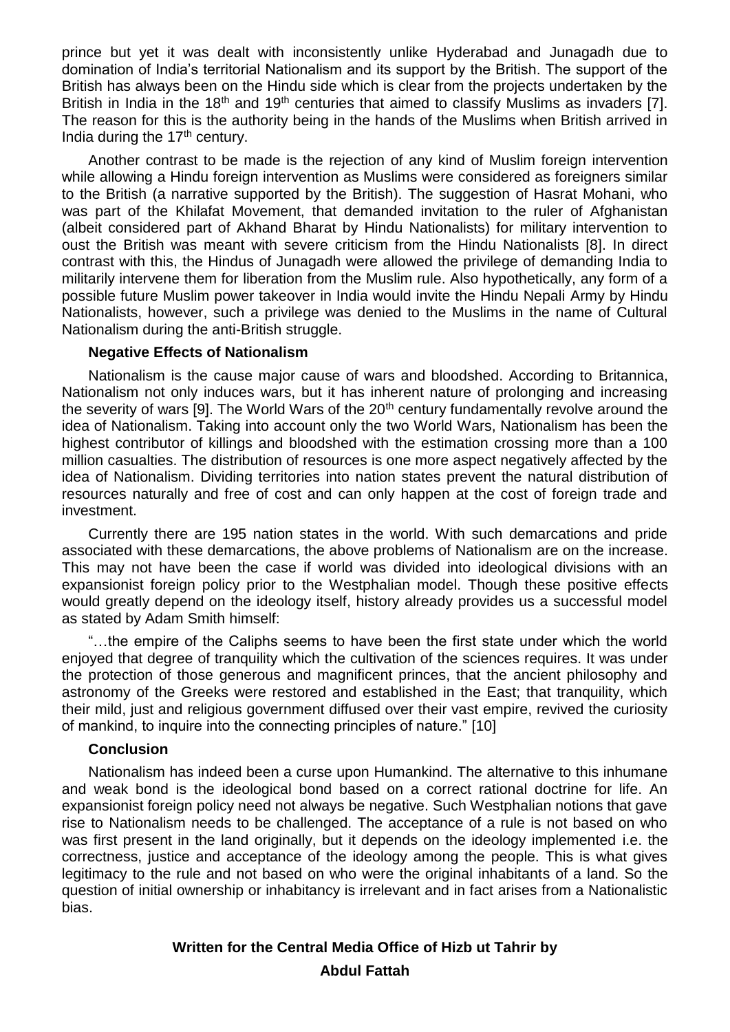prince but yet it was dealt with inconsistently unlike Hyderabad and Junagadh due to domination of India's territorial Nationalism and its support by the British. The support of the British has always been on the Hindu side which is clear from the projects undertaken by the British in India in the 18th and 19th centuries that aimed to classify Muslims as invaders [7]. The reason for this is the authority being in the hands of the Muslims when British arrived in India during the 17th century.

Another contrast to be made is the rejection of any kind of Muslim foreign intervention while allowing a Hindu foreign intervention as Muslims were considered as foreigners similar to the British (a narrative supported by the British). The suggestion of Hasrat Mohani, who was part of the Khilafat Movement, that demanded invitation to the ruler of Afghanistan (albeit considered part of Akhand Bharat by Hindu Nationalists) for military intervention to oust the British was meant with severe criticism from the Hindu Nationalists [8]. In direct contrast with this, the Hindus of Junagadh were allowed the privilege of demanding India to militarily intervene them for liberation from the Muslim rule. Also hypothetically, any form of a possible future Muslim power takeover in India would invite the Hindu Nepali Army by Hindu Nationalists, however, such a privilege was denied to the Muslims in the name of Cultural Nationalism during the anti-British struggle.

**Negative Effects of Nationalism**

Nationalism is the cause major cause of wars and bloodshed. According to Britannica, Nationalism not only induces wars, but it has inherent nature of prolonging and increasing the severity of wars [9]. The World Wars of the 20th century fundamentally revolve around the idea of Nationalism. Taking into account only the two World Wars, Nationalism has been the highest contributor of killings and bloodshed with the estimation crossing more than a 100 million casualties. The distribution of resources is one more aspect negatively affected by the idea of Nationalism. Dividing territories into nation states prevent the natural distribution of resources naturally and free of cost and can only happen at the cost of foreign trade and investment.

Currently there are 195 nation states in the world. With such demarcations and pride associated with these demarcations, the above problems of Nationalism are on the increase. This may not have been the case if world was divided into ideological divisions with an expansionist foreign policy prior to the Westphalian model. Though these positive effects would greatly depend on the ideology itself, history already provides us a successful model as stated by Adam Smith himself:

"…the empire of the Caliphs seems to have been the first state under which the world enjoyed that degree of tranquility which the cultivation of the sciences requires. It was under the protection of those generous and magnificent princes, that the ancient philosophy and astronomy of the Greeks were restored and established in the East; that tranquility, which their mild, just and religious government diffused over their vast empire, revived the curiosity of mankind, to inquire into the connecting principles of nature." [10]

**Conclusion**

Nationalism has indeed been a curse upon Humankind. The alternative to this inhumane and weak bond is the ideological bond based on a correct rational doctrine for life. An expansionist foreign policy need not always be negative. Such Westphalian notions that gave rise to Nationalism needs to be challenged. The acceptance of a rule is not based on who was first present in the land originally, but it depends on the ideology implemented i.e. the correctness, justice and acceptance of the ideology among the people. This is what gives legitimacy to the rule and not based on who were the original inhabitants of a land. So the question of initial ownership or inhabitancy is irrelevant and in fact arises from a Nationalistic bias.

**Written for the Central Media Office of Hizb ut Tahrir by**

**Abdul Fattah**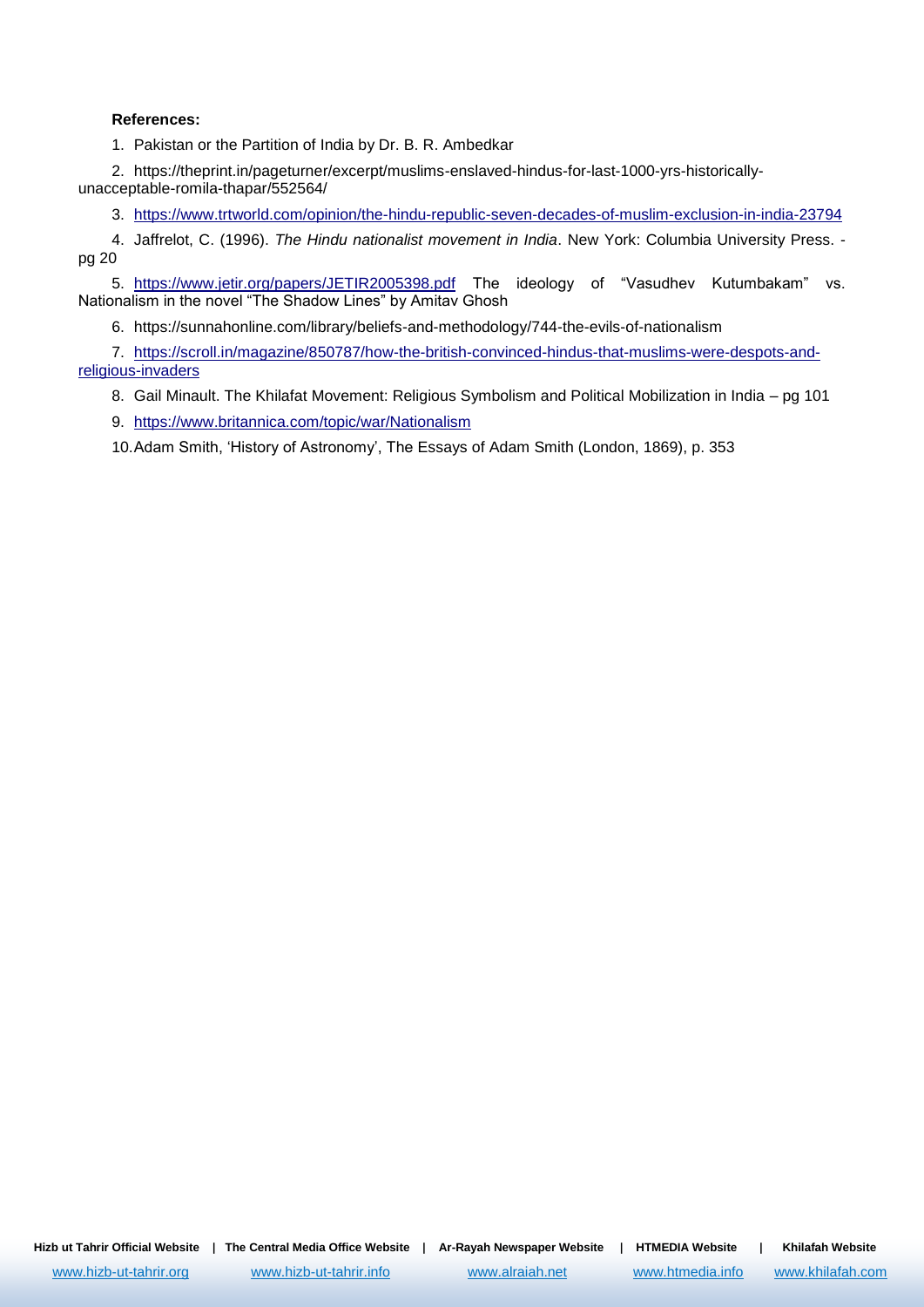**References:**

1. Pakistan or the Partition of India by Dr. B. R. Ambedkar
2. https://theprint.in/pageturner/excerpt/muslims-enslaved-hindus-for-last-1000-yrs-historically-unacceptable-romila-thapar/552564/
3. https://www.trtworld.com/opinion/the-hindu-republic-seven-decades-of-muslim-exclusion-in-india-23794
4. Jaffrelot, C. (1996). *The Hindu nationalist movement in India*. New York: Columbia University Press. - pg 20
5. https://www.jetir.org/papers/JETIR2005398.pdf The ideology of "Vasudhev Kutumbakam" vs. Nationalism in the novel "The Shadow Lines" by Amitav Ghosh
6. https://sunnahonline.com/library/beliefs-and-methodology/744-the-evils-of-nationalism
7. https://scroll.in/magazine/850787/how-the-british-convinced-hindus-that-muslims-were-despots-and-religious-invaders
8. Gail Minault. The Khilafat Movement: Religious Symbolism and Political Mobilization in India – pg 101
9. https://www.britannica.com/topic/war/Nationalism
10. Adam Smith, 'History of Astronomy', The Essays of Adam Smith (London, 1869), p. 353

Hizb ut Tahrir Official Website | The Central Media Office Website | Ar-Rayah Newspaper Website | HTMEDIA Website | Khilafah Website

www.hizb-ut-tahrir.org www.hizb-ut-tahrir.info www.alraiah.net www.htmedia.info www.khilafah.com